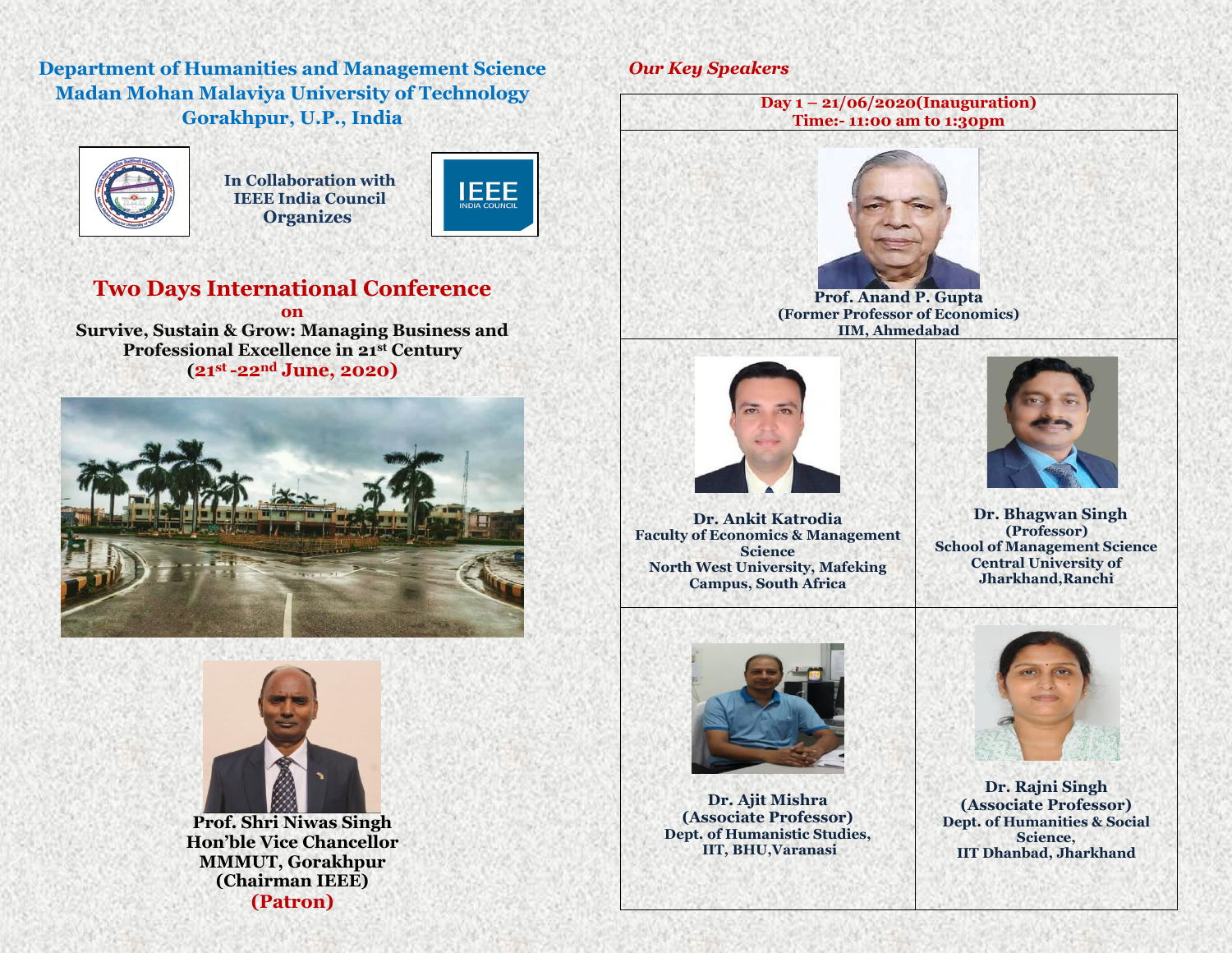## Department of Humanities and Management Science
## Madan Mohan Malaviya University of Technology
## Gorakhpur, U.P., India

**In Collaboration with**
**IEEE India Council**
**Organizes**

# Two Days International Conference

**on**

**Survive, Sustain & Grow: Managing Business and Professional Excellence in 21st Century**

**(21st -22nd June, 2020)**

**Prof. Shri Niwas Singh**
**Hon'ble Vice Chancellor**
**MMMUT, Gorakhpur**
**(Chairman IEEE)**
**(Patron)**

## *Our Key Speakers*

**Day 1 – 21/06/2020(Inauguration)**
**Time:- 11:00 am to 1:30pm**

**Prof. Anand P. Gupta**
**(Former Professor of Economics)**
**IIM, Ahmedabad**

**Dr. Ankit Katrodia**
**Faculty of Economics & Management Science**
**North West University, Mafeking Campus, South Africa**

**Dr. Bhagwan Singh**
**(Professor)**
**School of Management Science**
**Central University of Jharkhand,Ranchi**

**Dr. Ajit Mishra**
**(Associate Professor)**
**Dept. of Humanistic Studies,**
**IIT, BHU,Varanasi**

**Dr. Rajni Singh**
**(Associate Professor)**
**Dept. of Humanities & Social Science,**
**IIT Dhanbad, Jharkhand**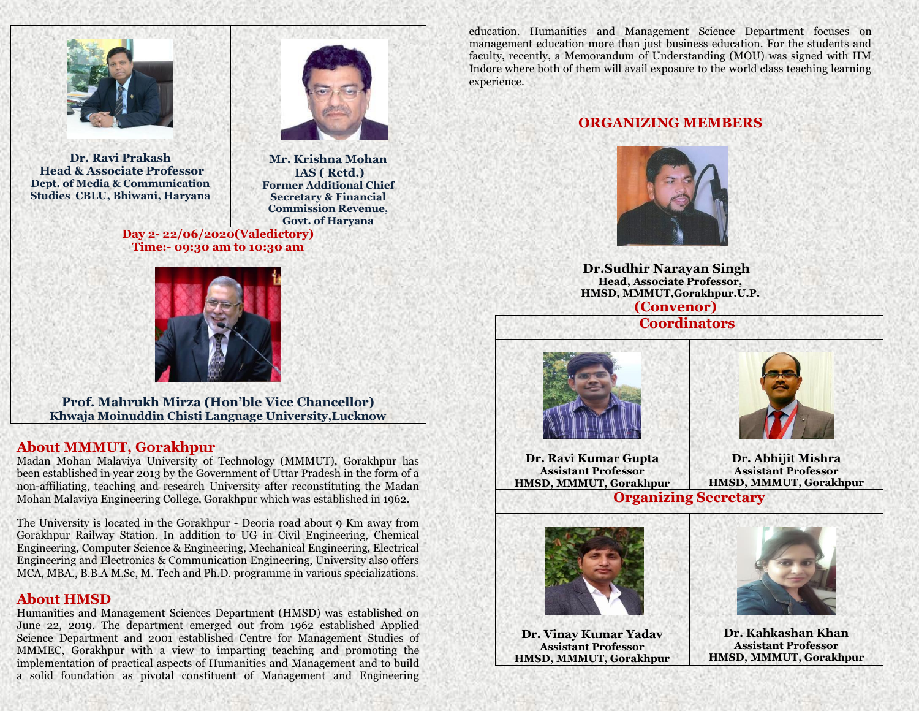**Dr. Ravi Prakash**
**Head & Associate Professor**
**Dept. of Media & Communication Studies CBLU, Bhiwani, Haryana**

**Mr. Krishna Mohan**
**IAS ( Retd.)**
**Former Additional Chief Secretary & Financial Commission Revenue, Govt. of Haryana**

**Day 2- 22/06/2020(Valedictory)**
**Time:- 09:30 am to 10:30 am**

**Prof. Mahrukh Mirza (Hon'ble Vice Chancellor)**
**Khwaja Moinuddin Chisti Language University,Lucknow**

## About MMMUT, Gorakhpur

Madan Mohan Malaviya University of Technology (MMMUT), Gorakhpur has been established in year 2013 by the Government of Uttar Pradesh in the form of a non-affiliating, teaching and research University after reconstituting the Madan Mohan Malaviya Engineering College, Gorakhpur which was established in 1962.

The University is located in the Gorakhpur - Deoria road about 9 Km away from Gorakhpur Railway Station. In addition to UG in Civil Engineering, Chemical Engineering, Computer Science & Engineering, Mechanical Engineering, Electrical Engineering and Electronics & Communication Engineering, University also offers MCA, MBA., B.B.A M.Sc, M. Tech and Ph.D. programme in various specializations.

## About HMSD

Humanities and Management Sciences Department (HMSD) was established on June 22, 2019. The department emerged out from 1962 established Applied Science Department and 2001 established Centre for Management Studies of MMMEC, Gorakhpur with a view to imparting teaching and promoting the implementation of practical aspects of Humanities and Management and to build a solid foundation as pivotal constituent of Management and Engineering education. Humanities and Management Science Department focuses on management education more than just business education. For the students and faculty, recently, a Memorandum of Understanding (MOU) was signed with IIM Indore where both of them will avail exposure to the world class teaching learning experience.

## ORGANIZING MEMBERS

**Dr.Sudhir Narayan Singh**
**Head, Associate Professor,**
**HMSD, MMMUT,Gorakhpur.U.P.**
**(Convenor)**

### Coordinators

**Dr. Ravi Kumar Gupta**
**Assistant Professor**
**HMSD, MMMUT, Gorakhpur**

**Dr. Abhijit Mishra**
**Assistant Professor**
**HMSD, MMMUT, Gorakhpur**

### Organizing Secretary

**Dr. Vinay Kumar Yadav**
**Assistant Professor**
**HMSD, MMMUT, Gorakhpur**

**Dr. Kahkashan Khan**
**Assistant Professor**
**HMSD, MMMUT, Gorakhpur**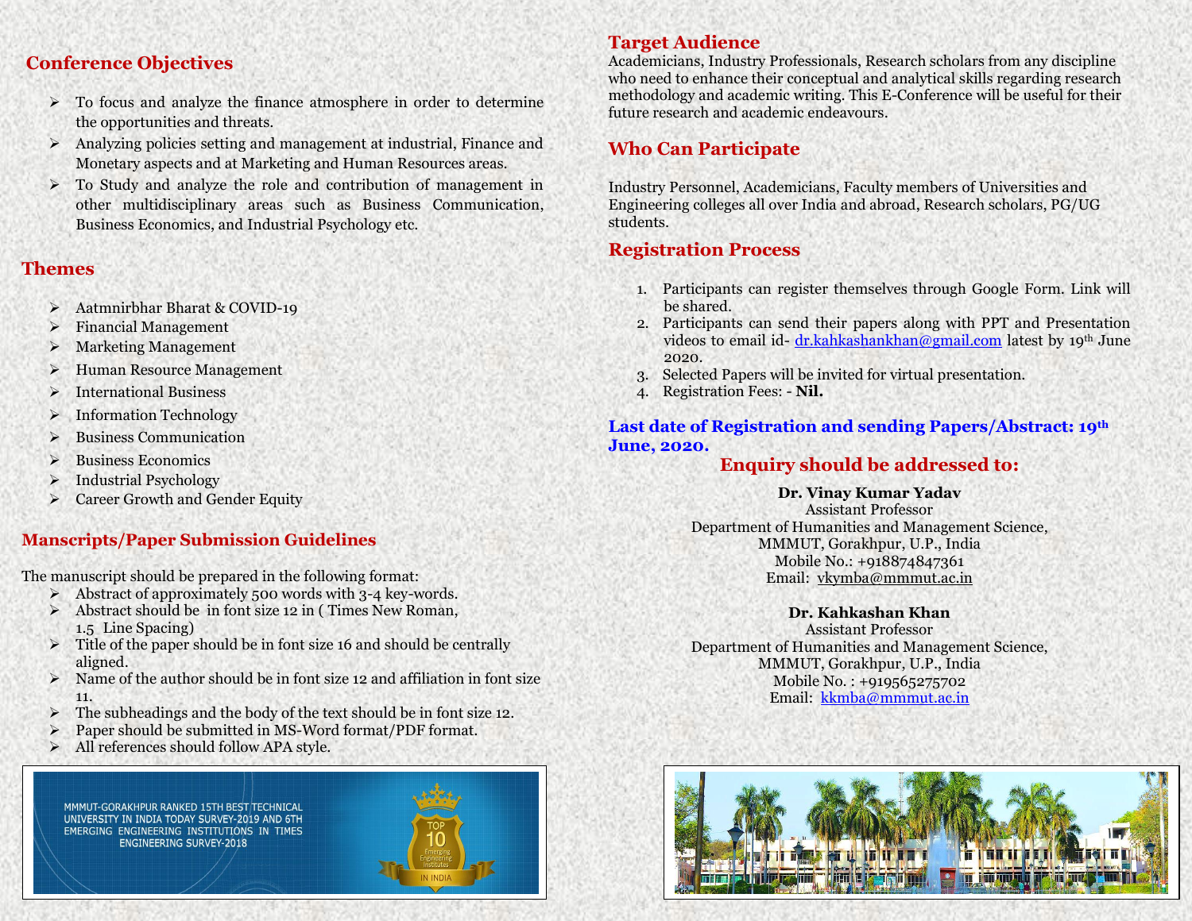## Conference Objectives

- To focus and analyze the finance atmosphere in order to determine the opportunities and threats.
- Analyzing policies setting and management at industrial, Finance and Monetary aspects and at Marketing and Human Resources areas.
- To Study and analyze the role and contribution of management in other multidisciplinary areas such as Business Communication, Business Economics, and Industrial Psychology etc.

## Themes

- Aatmnirbhar Bharat & COVID-19
- Financial Management
- Marketing Management
- Human Resource Management
- International Business
- Information Technology
- Business Communication
- Business Economics
- Industrial Psychology
- Career Growth and Gender Equity

## Manscripts/Paper Submission Guidelines

The manuscript should be prepared in the following format:

- Abstract of approximately 500 words with 3-4 key-words.
- Abstract should be in font size 12 in ( Times New Roman, 1.5 Line Spacing)
- Title of the paper should be in font size 16 and should be centrally aligned.
- Name of the author should be in font size 12 and affiliation in font size 11.
- The subheadings and the body of the text should be in font size 12.
- Paper should be submitted in MS-Word format/PDF format.
- All references should follow APA style.

MMMUT-GORAKHPUR RANKED 15TH BEST TECHNICAL UNIVERSITY IN INDIA TODAY SURVEY-2019 AND 6TH EMERGING ENGINEERING INSTITUTIONS IN TIMES ENGINEERING SURVEY-2018

TOP 10 Emerging Engineering Institutes IN INDIA

## Target Audience

Academicians, Industry Professionals, Research scholars from any discipline who need to enhance their conceptual and analytical skills regarding research methodology and academic writing. This E-Conference will be useful for their future research and academic endeavours.

## Who Can Participate

Industry Personnel, Academicians, Faculty members of Universities and Engineering colleges all over India and abroad, Research scholars, PG/UG students.

## Registration Process

1. Participants can register themselves through Google Form. Link will be shared.
2. Participants can send their papers along with PPT and Presentation videos to email id- dr.kahkashankhan@gmail.com latest by 19th June 2020.
3. Selected Papers will be invited for virtual presentation.
4. Registration Fees: - **Nil.**

**Last date of Registration and sending Papers/Abstract: 19th June, 2020.**

## Enquiry should be addressed to:

**Dr. Vinay Kumar Yadav**
Assistant Professor
Department of Humanities and Management Science,
MMMUT, Gorakhpur, U.P., India
Mobile No.: +918874847361
Email: vkymba@mmmut.ac.in

**Dr. Kahkashan Khan**
Assistant Professor
Department of Humanities and Management Science,
MMMUT, Gorakhpur, U.P., India
Mobile No. : +919565275702
Email: kkmba@mmmut.ac.in